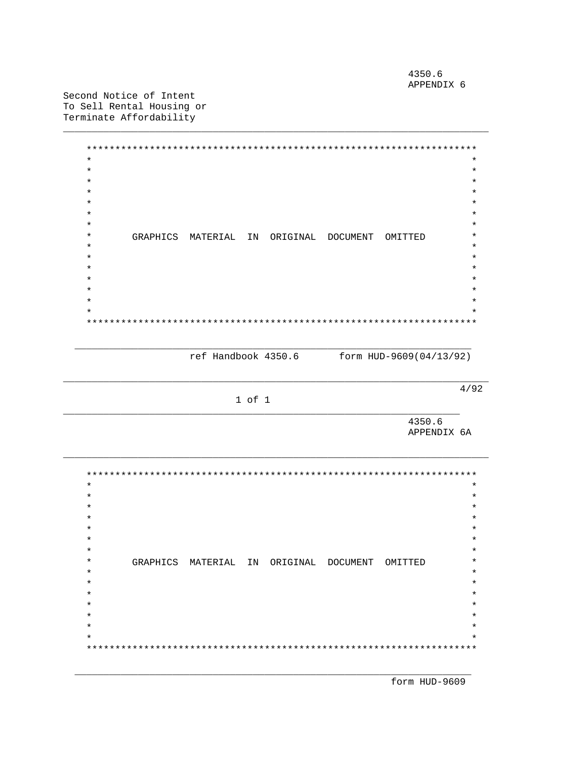4350.6
APPENDIX 6

Second Notice of Intent
To Sell Rental Housing or
Terminate Affordability

---

```
*********************************************************************
*                                                                   *
*                                                                   *
*                                                                   *
*                                                                   *
*                                                                   *
*                                                                   *
*                                                                   *
*       GRAPHICS  MATERIAL  IN  ORIGINAL  DOCUMENT  OMITTED         *
*                                                                   *
*                                                                   *
*                                                                   *
*                                                                   *
*                                                                   *
*                                                                   *
*                                                                   *
*********************************************************************
```

---

ref Handbook 4350.6 form HUD-9609(04/13/92)

---

4/92

---

4350.6
APPENDIX 6A

---

```
*********************************************************************
*                                                                   *
*                                                                   *
*                                                                   *
*                                                                   *
*                                                                   *
*                                                                   *
*                                                                   *
*       GRAPHICS  MATERIAL  IN  ORIGINAL  DOCUMENT  OMITTED         *
*                                                                   *
*                                                                   *
*                                                                   *
*                                                                   *
*                                                                   *
*                                                                   *
*                                                                   *
*********************************************************************
```

---

form HUD-9609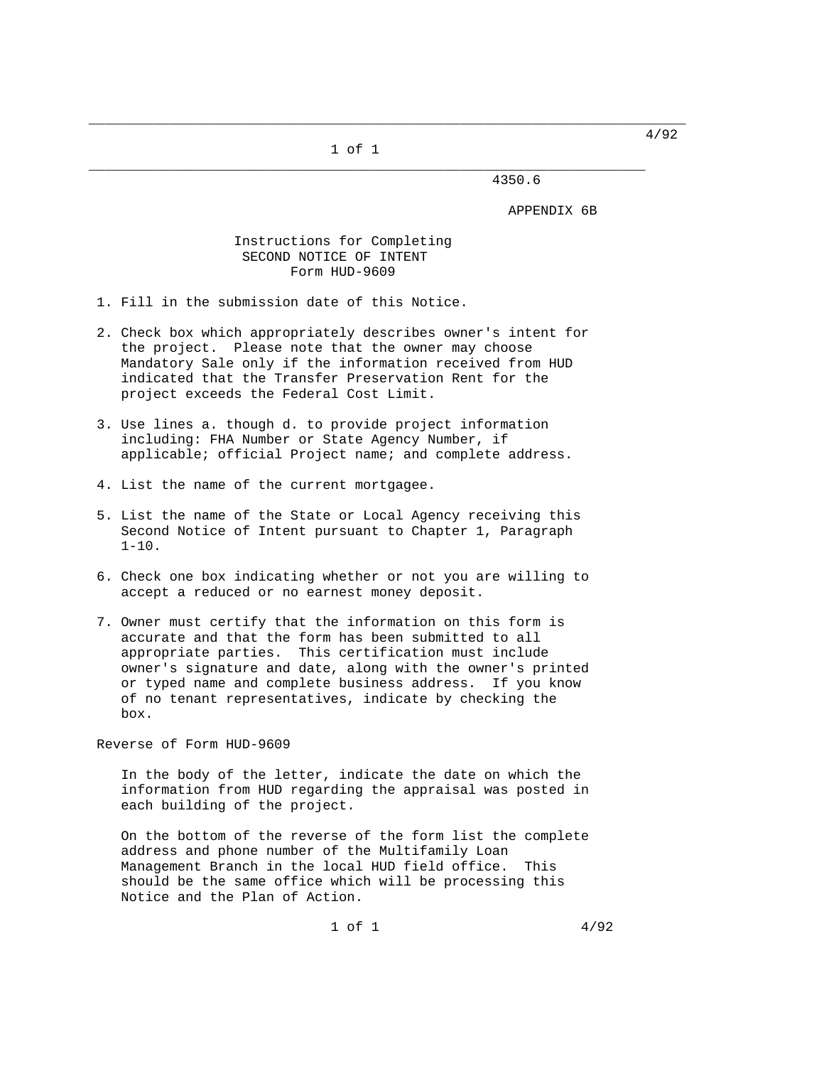4350.6

APPENDIX 6B

# Instructions for Completing SECOND NOTICE OF INTENT Form HUD-9609

1. Fill in the submission date of this Notice.

2. Check box which appropriately describes owner's intent for the project. Please note that the owner may choose Mandatory Sale only if the information received from HUD indicated that the Transfer Preservation Rent for the project exceeds the Federal Cost Limit.

3. Use lines a. though d. to provide project information including: FHA Number or State Agency Number, if applicable; official Project name; and complete address.

4. List the name of the current mortgagee.

5. List the name of the State or Local Agency receiving this Second Notice of Intent pursuant to Chapter 1, Paragraph 1-10.

6. Check one box indicating whether or not you are willing to accept a reduced or no earnest money deposit.

7. Owner must certify that the information on this form is accurate and that the form has been submitted to all appropriate parties. This certification must include owner's signature and date, along with the owner's printed or typed name and complete business address. If you know of no tenant representatives, indicate by checking the box.

## Reverse of Form HUD-9609

In the body of the letter, indicate the date on which the information from HUD regarding the appraisal was posted in each building of the project.

On the bottom of the reverse of the form list the complete address and phone number of the Multifamily Loan Management Branch in the local HUD field office. This should be the same office which will be processing this Notice and the Plan of Action.